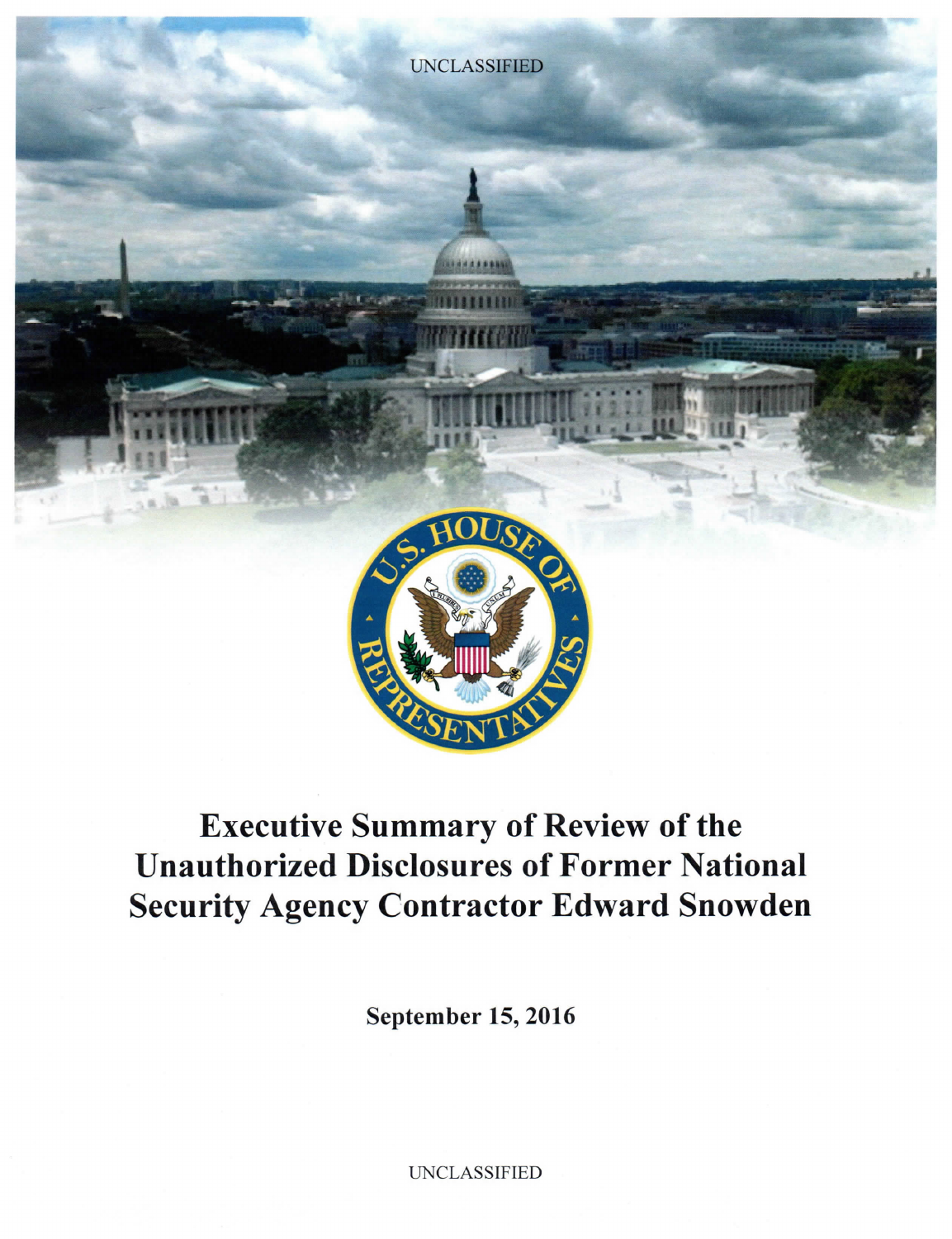UNCLASSIFIED

# Executive Summary of Review of the Unauthorized Disclosures of Former National Security Agency Contractor Edward Snowden

**September 15, 2016**

UNCLASSIFIED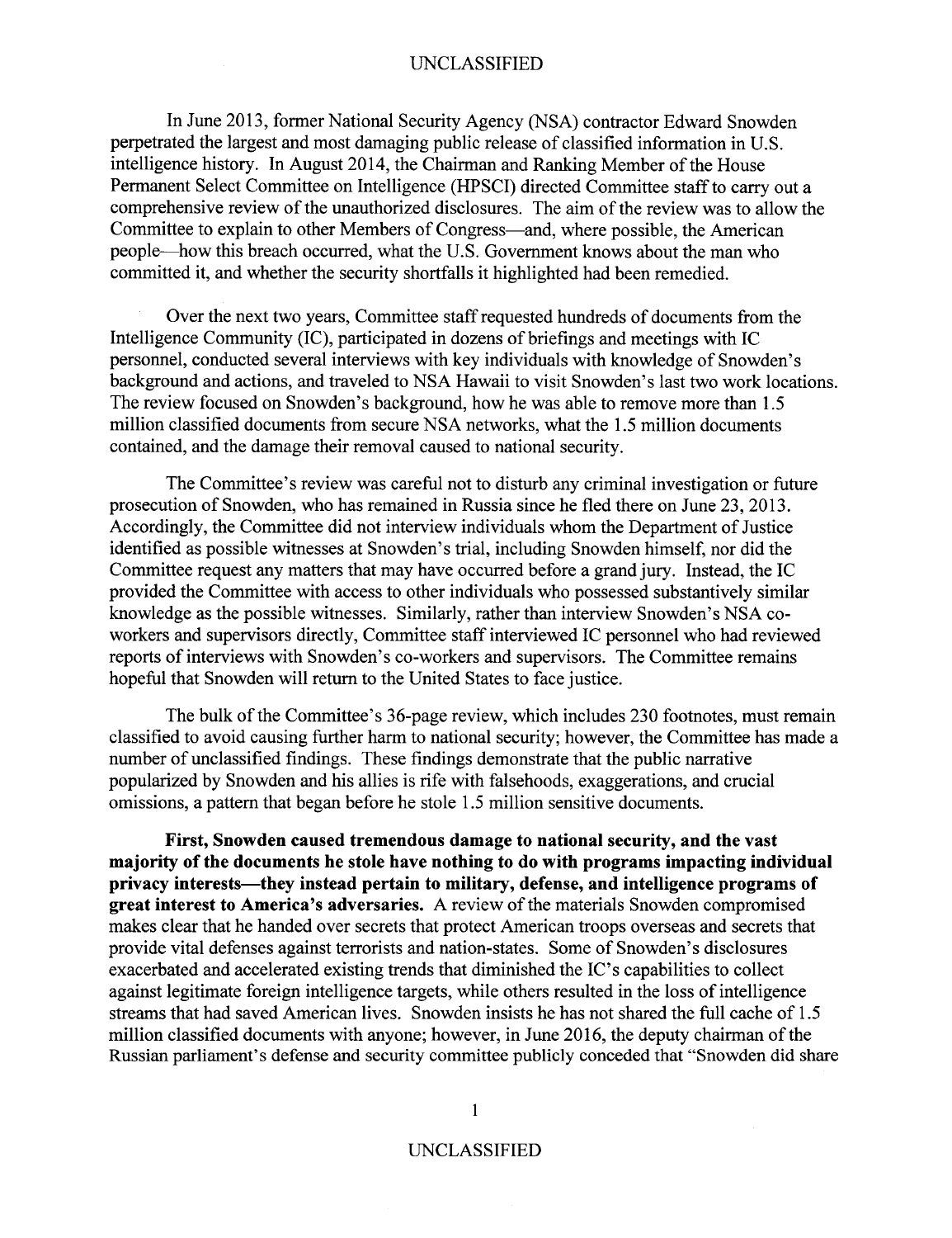In June 2013, former National Security Agency (NSA) contractor Edward Snowden perpetrated the largest and most damaging public release of classified information in U.S. intelligence history. In August 2014, the Chairman and Ranking Member of the House Permanent Select Committee on Intelligence (HPSCI) directed Committee staff to carry out a comprehensive review of the unauthorized disclosures. The aim of the review was to allow the Committee to explain to other Members of Congress—and, where possible, the American people—how this breach occurred, what the U.S. Government knows about the man who committed it, and whether the security shortfalls it highlighted had been remedied.

Over the next two years, Committee staff requested hundreds of documents from the Intelligence Community (IC), participated in dozens of briefings and meetings with IC personnel, conducted several interviews with key individuals with knowledge of Snowden's background and actions, and traveled to NSA Hawaii to visit Snowden's last two work locations. The review focused on Snowden's background, how he was able to remove more than 1.5 million classified documents from secure NSA networks, what the 1.5 million documents contained, and the damage their removal caused to national security.

The Committee's review was careful not to disturb any criminal investigation or future prosecution of Snowden, who has remained in Russia since he fled there on June 23, 2013. Accordingly, the Committee did not interview individuals whom the Department of Justice identified as possible witnesses at Snowden's trial, including Snowden himself, nor did the Committee request any matters that may have occurred before a grand jury. Instead, the IC provided the Committee with access to other individuals who possessed substantively similar knowledge as the possible witnesses. Similarly, rather than interview Snowden's NSA co-workers and supervisors directly, Committee staff interviewed IC personnel who had reviewed reports of interviews with Snowden's co-workers and supervisors. The Committee remains hopeful that Snowden will return to the United States to face justice.

The bulk of the Committee's 36-page review, which includes 230 footnotes, must remain classified to avoid causing further harm to national security; however, the Committee has made a number of unclassified findings. These findings demonstrate that the public narrative popularized by Snowden and his allies is rife with falsehoods, exaggerations, and crucial omissions, a pattern that began before he stole 1.5 million sensitive documents.

**First, Snowden caused tremendous damage to national security, and the vast majority of the documents he stole have nothing to do with programs impacting individual privacy interests—they instead pertain to military, defense, and intelligence programs of great interest to America's adversaries.** A review of the materials Snowden compromised makes clear that he handed over secrets that protect American troops overseas and secrets that provide vital defenses against terrorists and nation-states. Some of Snowden's disclosures exacerbated and accelerated existing trends that diminished the IC's capabilities to collect against legitimate foreign intelligence targets, while others resulted in the loss of intelligence streams that had saved American lives. Snowden insists he has not shared the full cache of 1.5 million classified documents with anyone; however, in June 2016, the deputy chairman of the Russian parliament's defense and security committee publicly conceded that "Snowden did share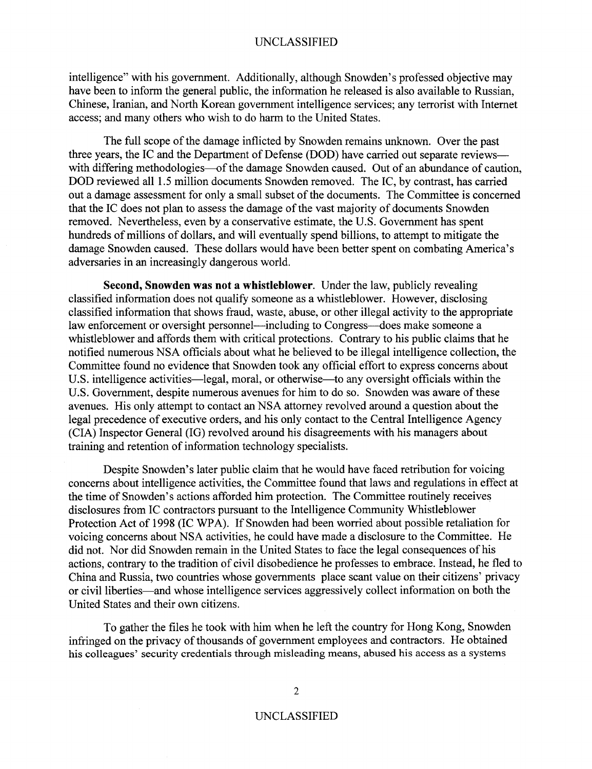intelligence" with his government. Additionally, although Snowden's professed objective may have been to inform the general public, the information he released is also available to Russian, Chinese, Iranian, and North Korean government intelligence services; any terrorist with Internet access; and many others who wish to do harm to the United States.

The full scope of the damage inflicted by Snowden remains unknown. Over the past three years, the IC and the Department of Defense (DOD) have carried out separate reviews—with differing methodologies—of the damage Snowden caused. Out of an abundance of caution, DOD reviewed all 1.5 million documents Snowden removed. The IC, by contrast, has carried out a damage assessment for only a small subset of the documents. The Committee is concerned that the IC does not plan to assess the damage of the vast majority of documents Snowden removed. Nevertheless, even by a conservative estimate, the U.S. Government has spent hundreds of millions of dollars, and will eventually spend billions, to attempt to mitigate the damage Snowden caused. These dollars would have been better spent on combating America's adversaries in an increasingly dangerous world.

**Second, Snowden was not a whistleblower**. Under the law, publicly revealing classified information does not qualify someone as a whistleblower. However, disclosing classified information that shows fraud, waste, abuse, or other illegal activity to the appropriate law enforcement or oversight personnel—including to Congress—does make someone a whistleblower and affords them with critical protections. Contrary to his public claims that he notified numerous NSA officials about what he believed to be illegal intelligence collection, the Committee found no evidence that Snowden took any official effort to express concerns about U.S. intelligence activities—legal, moral, or otherwise—to any oversight officials within the U.S. Government, despite numerous avenues for him to do so. Snowden was aware of these avenues. His only attempt to contact an NSA attorney revolved around a question about the legal precedence of executive orders, and his only contact to the Central Intelligence Agency (CIA) Inspector General (IG) revolved around his disagreements with his managers about training and retention of information technology specialists.

Despite Snowden's later public claim that he would have faced retribution for voicing concerns about intelligence activities, the Committee found that laws and regulations in effect at the time of Snowden's actions afforded him protection. The Committee routinely receives disclosures from IC contractors pursuant to the Intelligence Community Whistleblower Protection Act of 1998 (IC WPA). If Snowden had been worried about possible retaliation for voicing concerns about NSA activities, he could have made a disclosure to the Committee. He did not. Nor did Snowden remain in the United States to face the legal consequences of his actions, contrary to the tradition of civil disobedience he professes to embrace. Instead, he fled to China and Russia, two countries whose governments place scant value on their citizens' privacy or civil liberties—and whose intelligence services aggressively collect information on both the United States and their own citizens.

To gather the files he took with him when he left the country for Hong Kong, Snowden infringed on the privacy of thousands of government employees and contractors. He obtained his colleagues' security credentials through misleading means, abused his access as a systems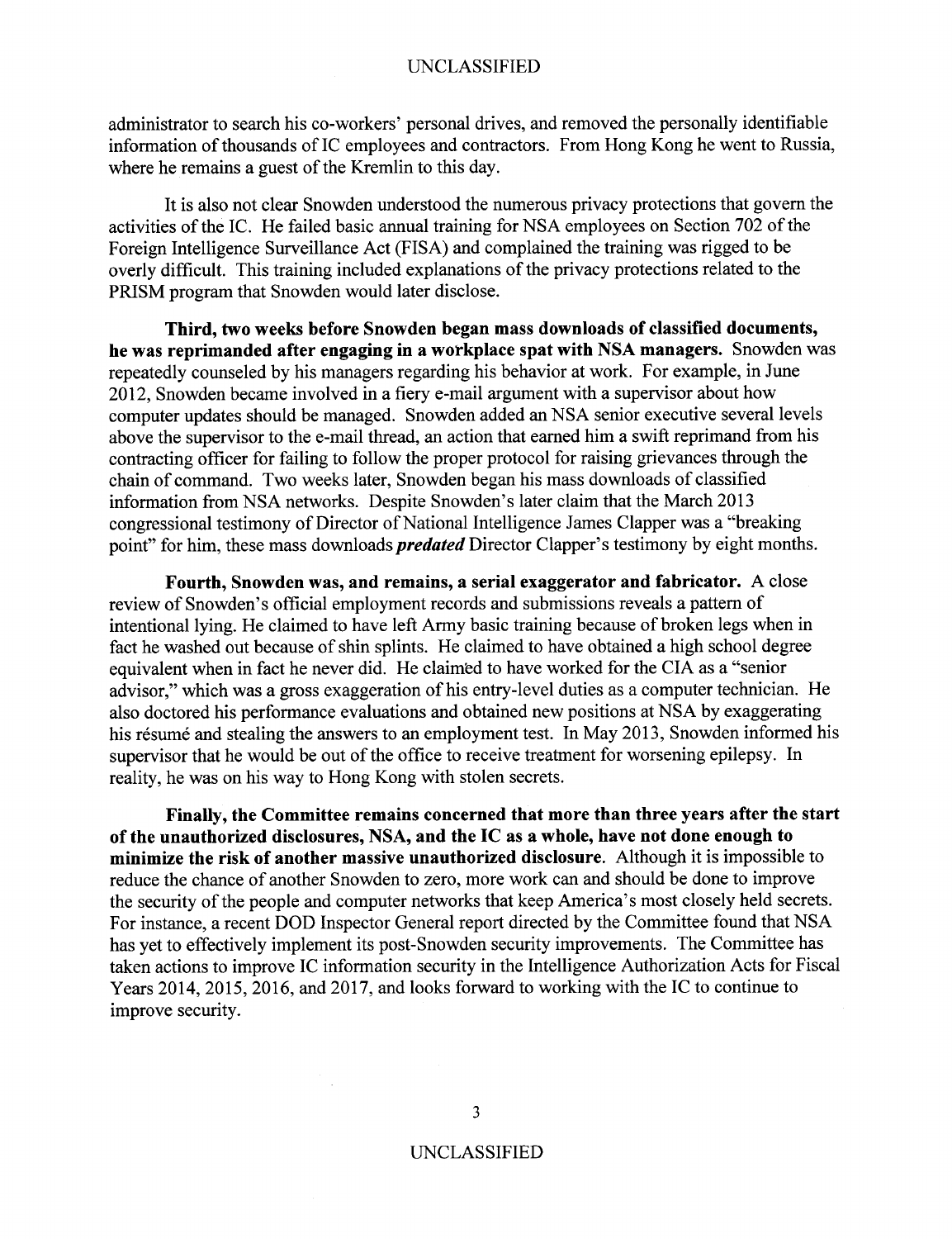administrator to search his co-workers' personal drives, and removed the personally identifiable information of thousands of IC employees and contractors. From Hong Kong he went to Russia, where he remains a guest of the Kremlin to this day.

It is also not clear Snowden understood the numerous privacy protections that govern the activities of the IC. He failed basic annual training for NSA employees on Section 702 of the Foreign Intelligence Surveillance Act (FISA) and complained the training was rigged to be overly difficult. This training included explanations of the privacy protections related to the PRISM program that Snowden would later disclose.

**Third, two weeks before Snowden began mass downloads of classified documents, he was reprimanded after engaging in a workplace spat with NSA managers.** Snowden was repeatedly counseled by his managers regarding his behavior at work. For example, in June 2012, Snowden became involved in a fiery e-mail argument with a supervisor about how computer updates should be managed. Snowden added an NSA senior executive several levels above the supervisor to the e-mail thread, an action that earned him a swift reprimand from his contracting officer for failing to follow the proper protocol for raising grievances through the chain of command. Two weeks later, Snowden began his mass downloads of classified information from NSA networks. Despite Snowden's later claim that the March 2013 congressional testimony of Director of National Intelligence James Clapper was a "breaking point" for him, these mass downloads ***predated*** Director Clapper's testimony by eight months.

**Fourth, Snowden was, and remains, a serial exaggerator and fabricator.** A close review of Snowden's official employment records and submissions reveals a pattern of intentional lying. He claimed to have left Army basic training because of broken legs when in fact he washed out because of shin splints. He claimed to have obtained a high school degree equivalent when in fact he never did. He claimed to have worked for the CIA as a "senior advisor," which was a gross exaggeration of his entry-level duties as a computer technician. He also doctored his performance evaluations and obtained new positions at NSA by exaggerating his résumé and stealing the answers to an employment test. In May 2013, Snowden informed his supervisor that he would be out of the office to receive treatment for worsening epilepsy. In reality, he was on his way to Hong Kong with stolen secrets.

**Finally, the Committee remains concerned that more than three years after the start of the unauthorized disclosures, NSA, and the IC as a whole, have not done enough to minimize the risk of another massive unauthorized disclosure.** Although it is impossible to reduce the chance of another Snowden to zero, more work can and should be done to improve the security of the people and computer networks that keep America's most closely held secrets. For instance, a recent DOD Inspector General report directed by the Committee found that NSA has yet to effectively implement its post-Snowden security improvements. The Committee has taken actions to improve IC information security in the Intelligence Authorization Acts for Fiscal Years 2014, 2015, 2016, and 2017, and looks forward to working with the IC to continue to improve security.